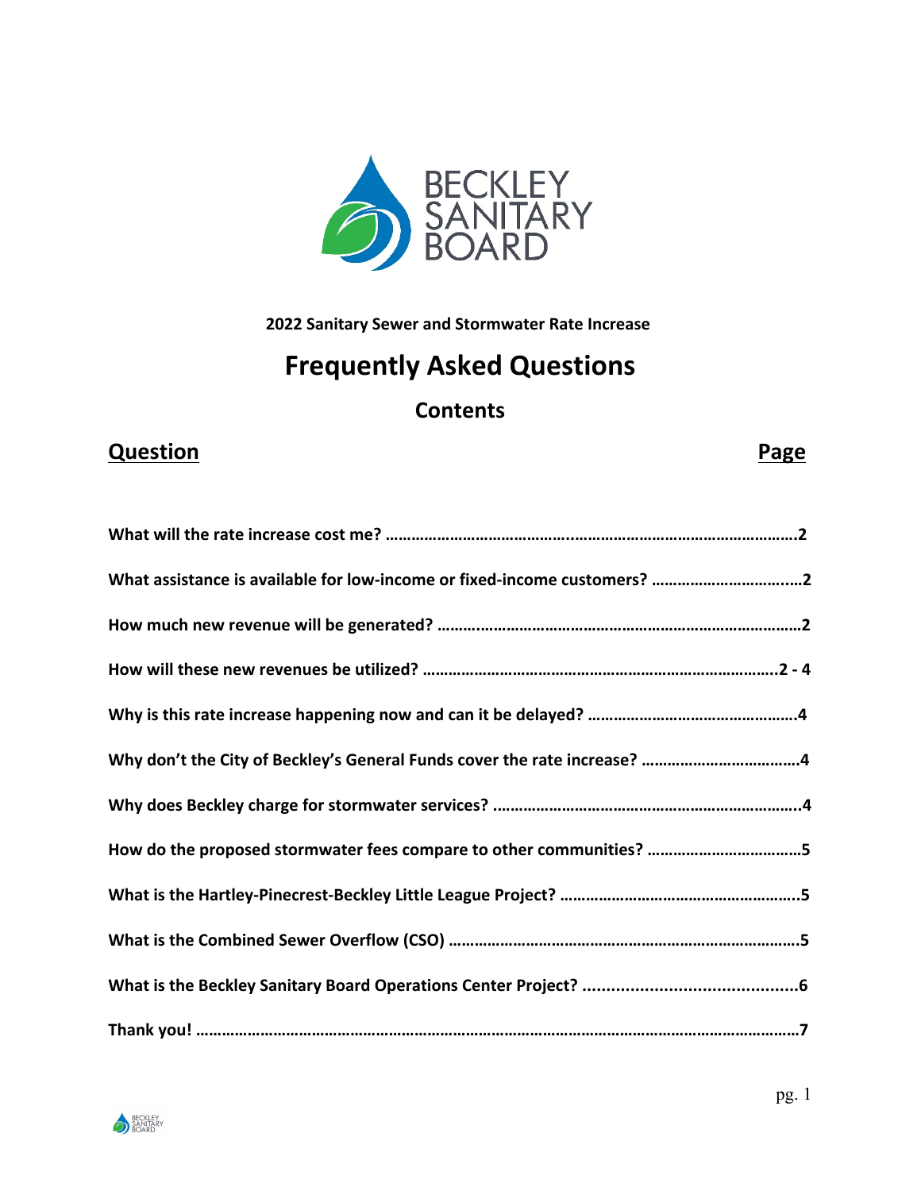BECKLEY SANITARY BOARD

**2022 Sanitary Sewer and Stormwater Rate Increase**

# Frequently Asked Questions

## Contents

| Question | Page |
| --- | --- |
| What will the rate increase cost me? | 2 |
| What assistance is available for low-income or fixed-income customers? | 2 |
| How much new revenue will be generated? | 2 |
| How will these new revenues be utilized? | 2 - 4 |
| Why is this rate increase happening now and can it be delayed? | 4 |
| Why don't the City of Beckley's General Funds cover the rate increase? | 4 |
| Why does Beckley charge for stormwater services? | 4 |
| How do the proposed stormwater fees compare to other communities? | 5 |
| What is the Hartley-Pinecrest-Beckley Little League Project? | 5 |
| What is the Combined Sewer Overflow (CSO) | 5 |
| What is the Beckley Sanitary Board Operations Center Project? | 6 |
| Thank you! | 7 |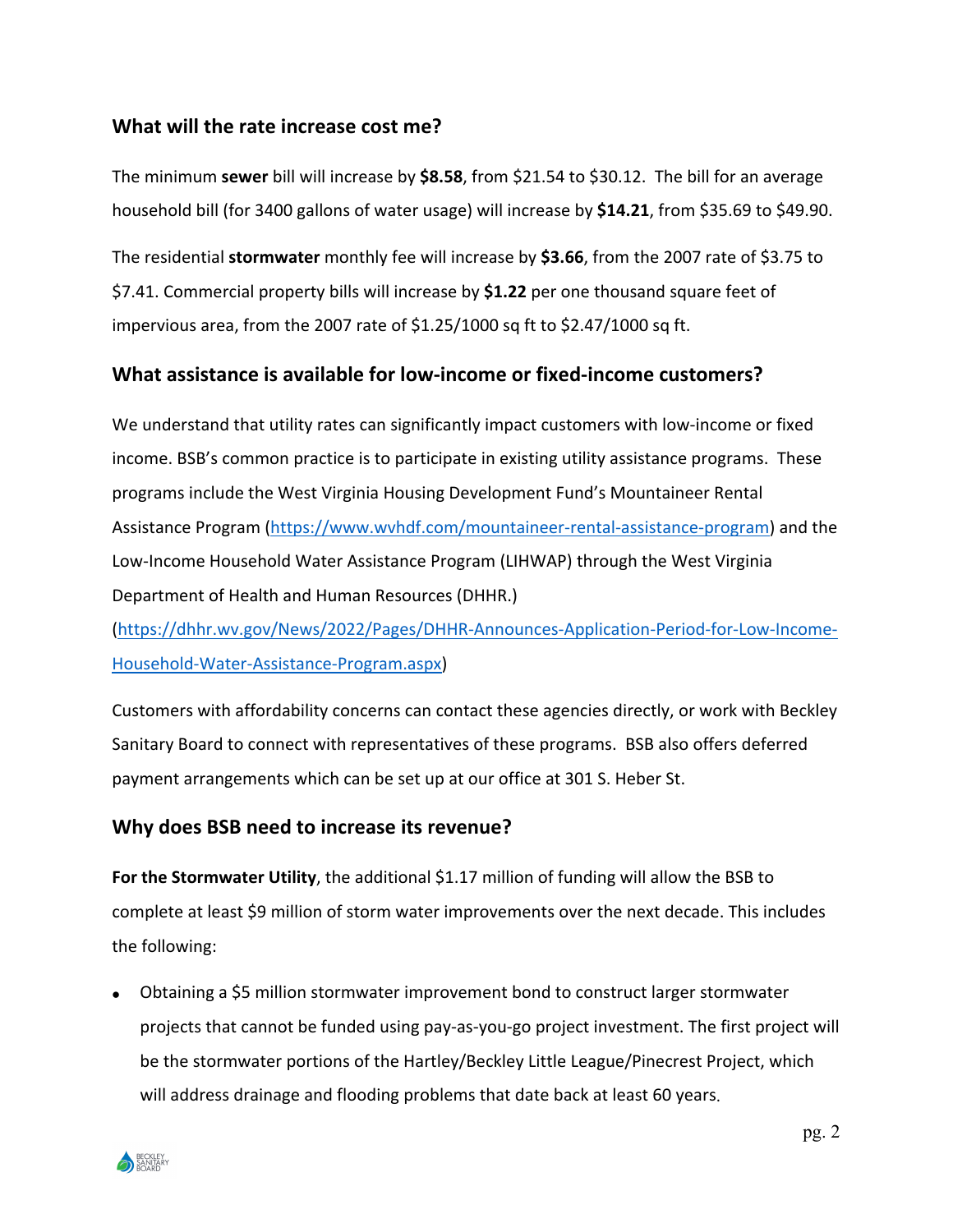## What will the rate increase cost me?

The minimum **sewer** bill will increase by **$8.58**, from $21.54 to $30.12. The bill for an average household bill (for 3400 gallons of water usage) will increase by **$14.21**, from $35.69 to $49.90.

The residential **stormwater** monthly fee will increase by **$3.66**, from the 2007 rate of $3.75 to $7.41. Commercial property bills will increase by **$1.22** per one thousand square feet of impervious area, from the 2007 rate of $1.25/1000 sq ft to $2.47/1000 sq ft.

## What assistance is available for low-income or fixed-income customers?

We understand that utility rates can significantly impact customers with low-income or fixed income. BSB's common practice is to participate in existing utility assistance programs. These programs include the West Virginia Housing Development Fund's Mountaineer Rental Assistance Program (https://www.wvhdf.com/mountaineer-rental-assistance-program) and the Low-Income Household Water Assistance Program (LIHWAP) through the West Virginia Department of Health and Human Resources (DHHR.) (https://dhhr.wv.gov/News/2022/Pages/DHHR-Announces-Application-Period-for-Low-Income-Household-Water-Assistance-Program.aspx)

Customers with affordability concerns can contact these agencies directly, or work with Beckley Sanitary Board to connect with representatives of these programs. BSB also offers deferred payment arrangements which can be set up at our office at 301 S. Heber St.

## Why does BSB need to increase its revenue?

**For the Stormwater Utility**, the additional $1.17 million of funding will allow the BSB to complete at least $9 million of storm water improvements over the next decade. This includes the following:

- Obtaining a $5 million stormwater improvement bond to construct larger stormwater projects that cannot be funded using pay-as-you-go project investment. The first project will be the stormwater portions of the Hartley/Beckley Little League/Pinecrest Project, which will address drainage and flooding problems that date back at least 60 years.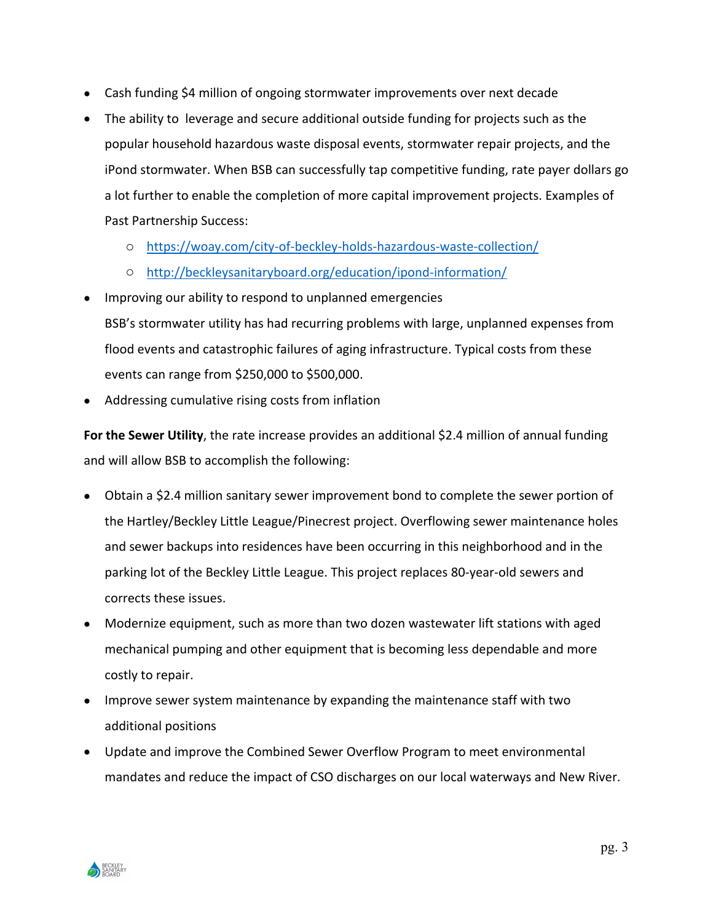- Cash funding $4 million of ongoing stormwater improvements over next decade
- The ability to leverage and secure additional outside funding for projects such as the popular household hazardous waste disposal events, stormwater repair projects, and the iPond stormwater. When BSB can successfully tap competitive funding, rate payer dollars go a lot further to enable the completion of more capital improvement projects. Examples of Past Partnership Success:
  - https://woay.com/city-of-beckley-holds-hazardous-waste-collection/
  - http://beckleysanitaryboard.org/education/ipond-information/
- Improving our ability to respond to unplanned emergencies
  BSB's stormwater utility has had recurring problems with large, unplanned expenses from flood events and catastrophic failures of aging infrastructure. Typical costs from these events can range from $250,000 to $500,000.
- Addressing cumulative rising costs from inflation

**For the Sewer Utility**, the rate increase provides an additional $2.4 million of annual funding and will allow BSB to accomplish the following:

- Obtain a $2.4 million sanitary sewer improvement bond to complete the sewer portion of the Hartley/Beckley Little League/Pinecrest project. Overflowing sewer maintenance holes and sewer backups into residences have been occurring in this neighborhood and in the parking lot of the Beckley Little League. This project replaces 80-year-old sewers and corrects these issues.
- Modernize equipment, such as more than two dozen wastewater lift stations with aged mechanical pumping and other equipment that is becoming less dependable and more costly to repair.
- Improve sewer system maintenance by expanding the maintenance staff with two additional positions
- Update and improve the Combined Sewer Overflow Program to meet environmental mandates and reduce the impact of CSO discharges on our local waterways and New River.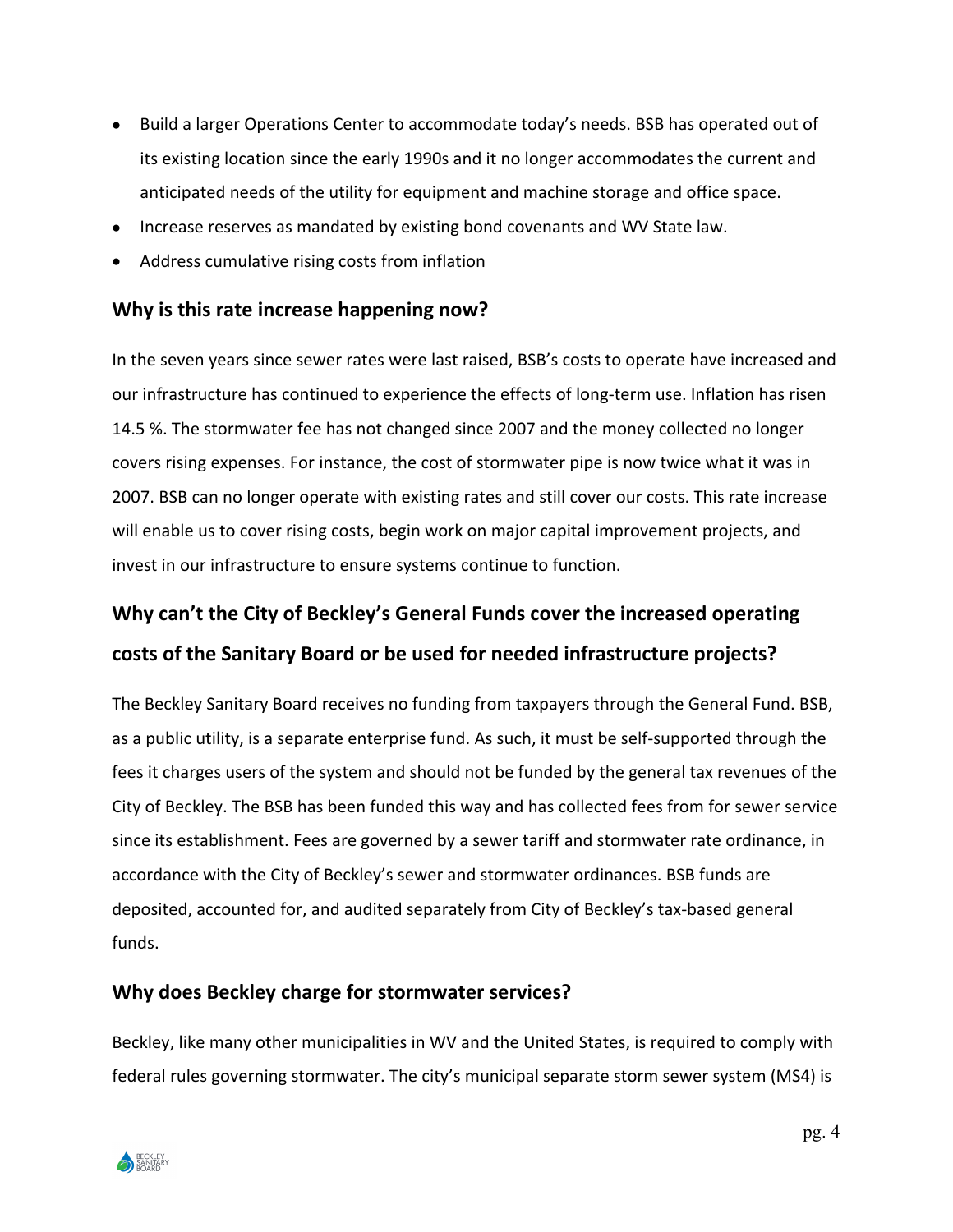- Build a larger Operations Center to accommodate today's needs. BSB has operated out of its existing location since the early 1990s and it no longer accommodates the current and anticipated needs of the utility for equipment and machine storage and office space.
- Increase reserves as mandated by existing bond covenants and WV State law.
- Address cumulative rising costs from inflation

### Why is this rate increase happening now?

In the seven years since sewer rates were last raised, BSB's costs to operate have increased and our infrastructure has continued to experience the effects of long-term use. Inflation has risen 14.5 %. The stormwater fee has not changed since 2007 and the money collected no longer covers rising expenses. For instance, the cost of stormwater pipe is now twice what it was in 2007. BSB can no longer operate with existing rates and still cover our costs. This rate increase will enable us to cover rising costs, begin work on major capital improvement projects, and invest in our infrastructure to ensure systems continue to function.

## Why can't the City of Beckley's General Funds cover the increased operating costs of the Sanitary Board or be used for needed infrastructure projects?

The Beckley Sanitary Board receives no funding from taxpayers through the General Fund. BSB, as a public utility, is a separate enterprise fund. As such, it must be self-supported through the fees it charges users of the system and should not be funded by the general tax revenues of the City of Beckley. The BSB has been funded this way and has collected fees from for sewer service since its establishment. Fees are governed by a sewer tariff and stormwater rate ordinance, in accordance with the City of Beckley's sewer and stormwater ordinances. BSB funds are deposited, accounted for, and audited separately from City of Beckley's tax-based general funds.

### Why does Beckley charge for stormwater services?

Beckley, like many other municipalities in WV and the United States, is required to comply with federal rules governing stormwater. The city's municipal separate storm sewer system (MS4) is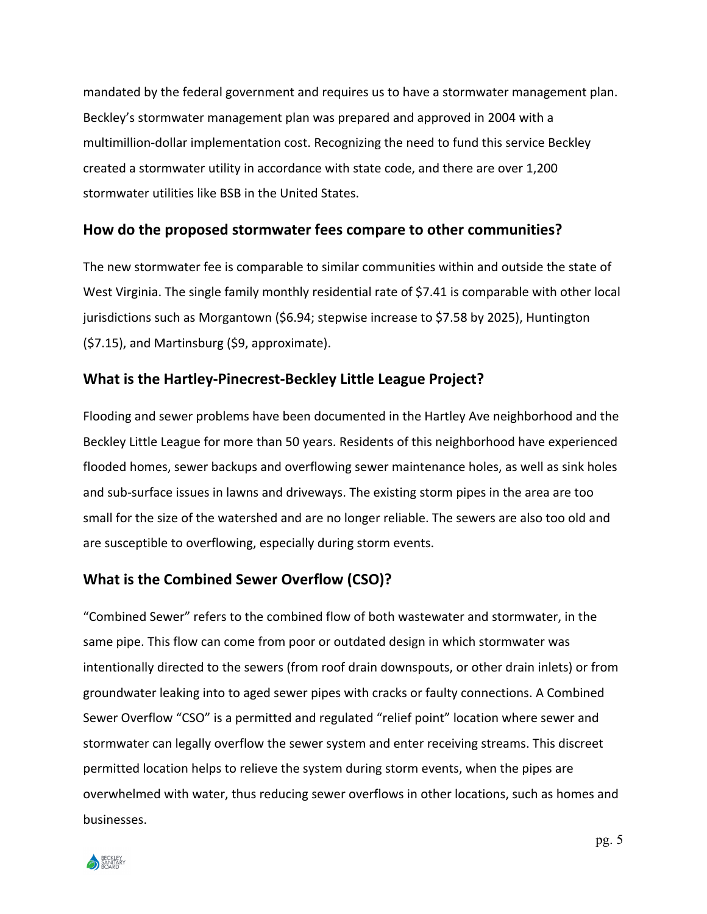mandated by the federal government and requires us to have a stormwater management plan. Beckley's stormwater management plan was prepared and approved in 2004 with a multimillion-dollar implementation cost. Recognizing the need to fund this service Beckley created a stormwater utility in accordance with state code, and there are over 1,200 stormwater utilities like BSB in the United States.

## How do the proposed stormwater fees compare to other communities?

The new stormwater fee is comparable to similar communities within and outside the state of West Virginia. The single family monthly residential rate of $7.41 is comparable with other local jurisdictions such as Morgantown ($6.94; stepwise increase to $7.58 by 2025), Huntington ($7.15), and Martinsburg ($9, approximate).

## What is the Hartley-Pinecrest-Beckley Little League Project?

Flooding and sewer problems have been documented in the Hartley Ave neighborhood and the Beckley Little League for more than 50 years. Residents of this neighborhood have experienced flooded homes, sewer backups and overflowing sewer maintenance holes, as well as sink holes and sub-surface issues in lawns and driveways. The existing storm pipes in the area are too small for the size of the watershed and are no longer reliable. The sewers are also too old and are susceptible to overflowing, especially during storm events.

## What is the Combined Sewer Overflow (CSO)?

"Combined Sewer" refers to the combined flow of both wastewater and stormwater, in the same pipe. This flow can come from poor or outdated design in which stormwater was intentionally directed to the sewers (from roof drain downspouts, or other drain inlets) or from groundwater leaking into to aged sewer pipes with cracks or faulty connections. A Combined Sewer Overflow "CSO" is a permitted and regulated "relief point" location where sewer and stormwater can legally overflow the sewer system and enter receiving streams. This discreet permitted location helps to relieve the system during storm events, when the pipes are overwhelmed with water, thus reducing sewer overflows in other locations, such as homes and businesses.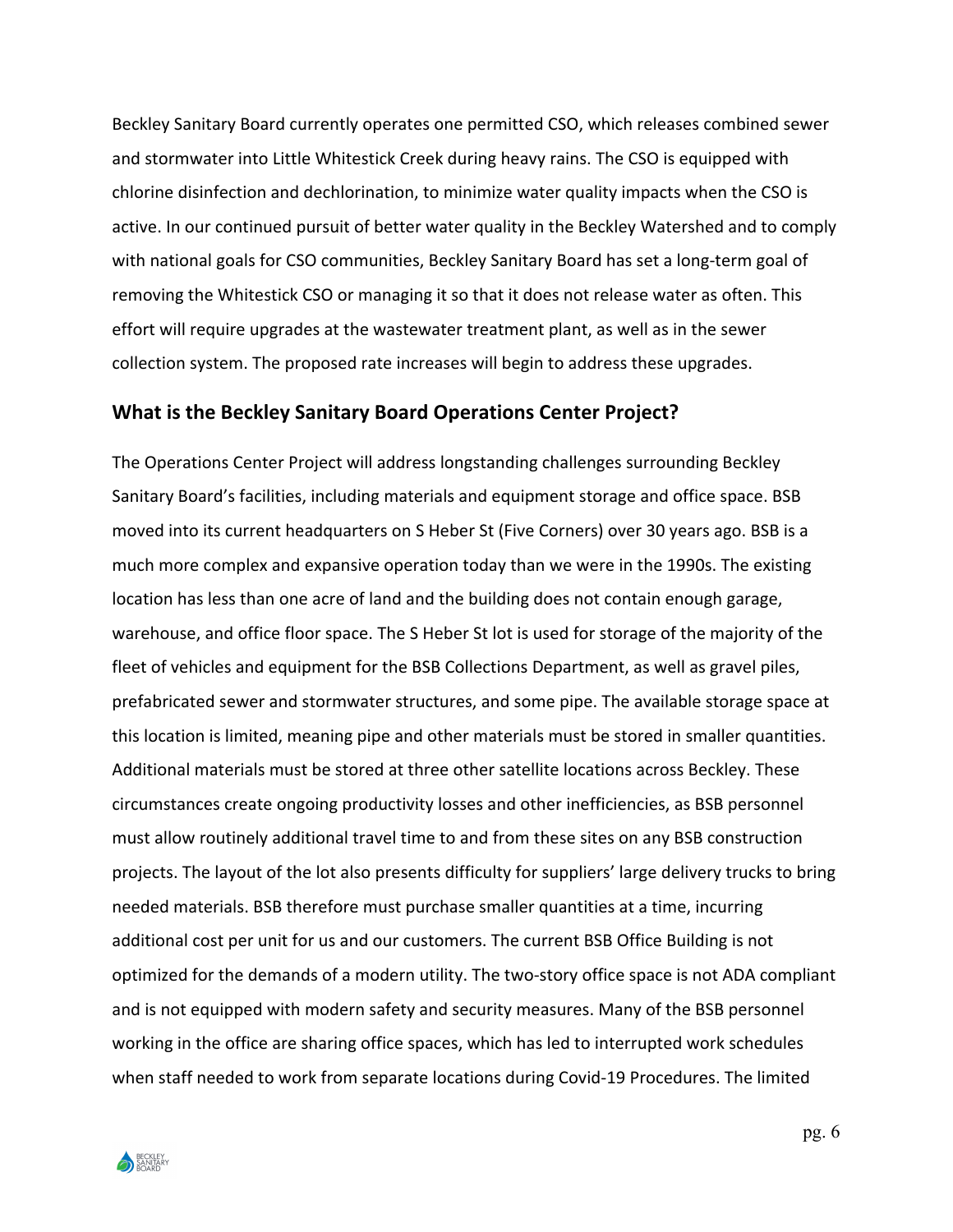Beckley Sanitary Board currently operates one permitted CSO, which releases combined sewer and stormwater into Little Whitestick Creek during heavy rains. The CSO is equipped with chlorine disinfection and dechlorination, to minimize water quality impacts when the CSO is active. In our continued pursuit of better water quality in the Beckley Watershed and to comply with national goals for CSO communities, Beckley Sanitary Board has set a long-term goal of removing the Whitestick CSO or managing it so that it does not release water as often. This effort will require upgrades at the wastewater treatment plant, as well as in the sewer collection system. The proposed rate increases will begin to address these upgrades.

## What is the Beckley Sanitary Board Operations Center Project?

The Operations Center Project will address longstanding challenges surrounding Beckley Sanitary Board's facilities, including materials and equipment storage and office space. BSB moved into its current headquarters on S Heber St (Five Corners) over 30 years ago. BSB is a much more complex and expansive operation today than we were in the 1990s. The existing location has less than one acre of land and the building does not contain enough garage, warehouse, and office floor space. The S Heber St lot is used for storage of the majority of the fleet of vehicles and equipment for the BSB Collections Department, as well as gravel piles, prefabricated sewer and stormwater structures, and some pipe. The available storage space at this location is limited, meaning pipe and other materials must be stored in smaller quantities. Additional materials must be stored at three other satellite locations across Beckley. These circumstances create ongoing productivity losses and other inefficiencies, as BSB personnel must allow routinely additional travel time to and from these sites on any BSB construction projects. The layout of the lot also presents difficulty for suppliers' large delivery trucks to bring needed materials. BSB therefore must purchase smaller quantities at a time, incurring additional cost per unit for us and our customers. The current BSB Office Building is not optimized for the demands of a modern utility. The two-story office space is not ADA compliant and is not equipped with modern safety and security measures. Many of the BSB personnel working in the office are sharing office spaces, which has led to interrupted work schedules when staff needed to work from separate locations during Covid-19 Procedures. The limited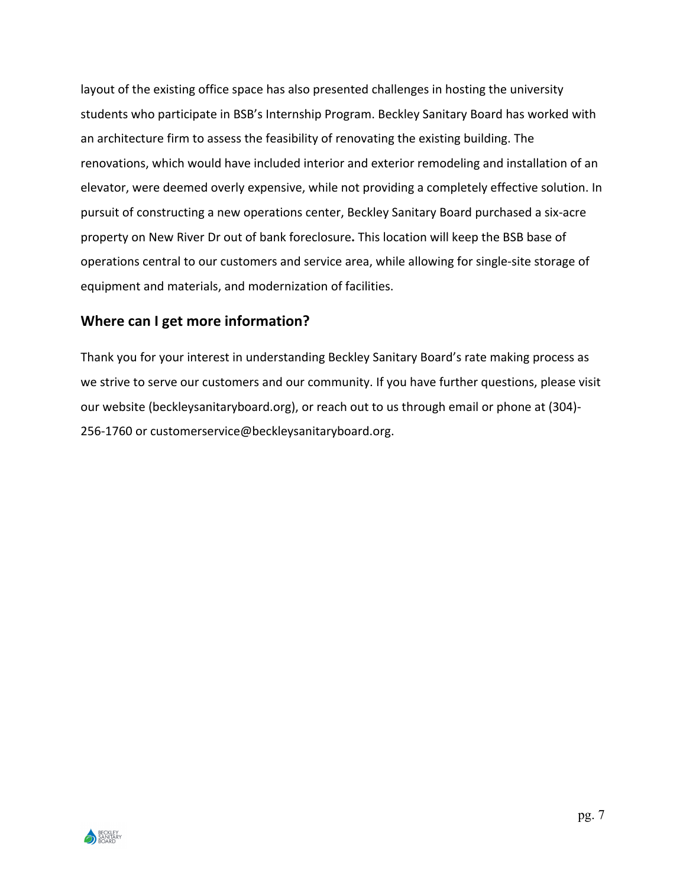layout of the existing office space has also presented challenges in hosting the university students who participate in BSB's Internship Program. Beckley Sanitary Board has worked with an architecture firm to assess the feasibility of renovating the existing building. The renovations, which would have included interior and exterior remodeling and installation of an elevator, were deemed overly expensive, while not providing a completely effective solution. In pursuit of constructing a new operations center, Beckley Sanitary Board purchased a six-acre property on New River Dr out of bank foreclosure**.** This location will keep the BSB base of operations central to our customers and service area, while allowing for single-site storage of equipment and materials, and modernization of facilities.

## Where can I get more information?

Thank you for your interest in understanding Beckley Sanitary Board's rate making process as we strive to serve our customers and our community. If you have further questions, please visit our website (beckleysanitaryboard.org), or reach out to us through email or phone at (304)-256-1760 or customerservice@beckleysanitaryboard.org.